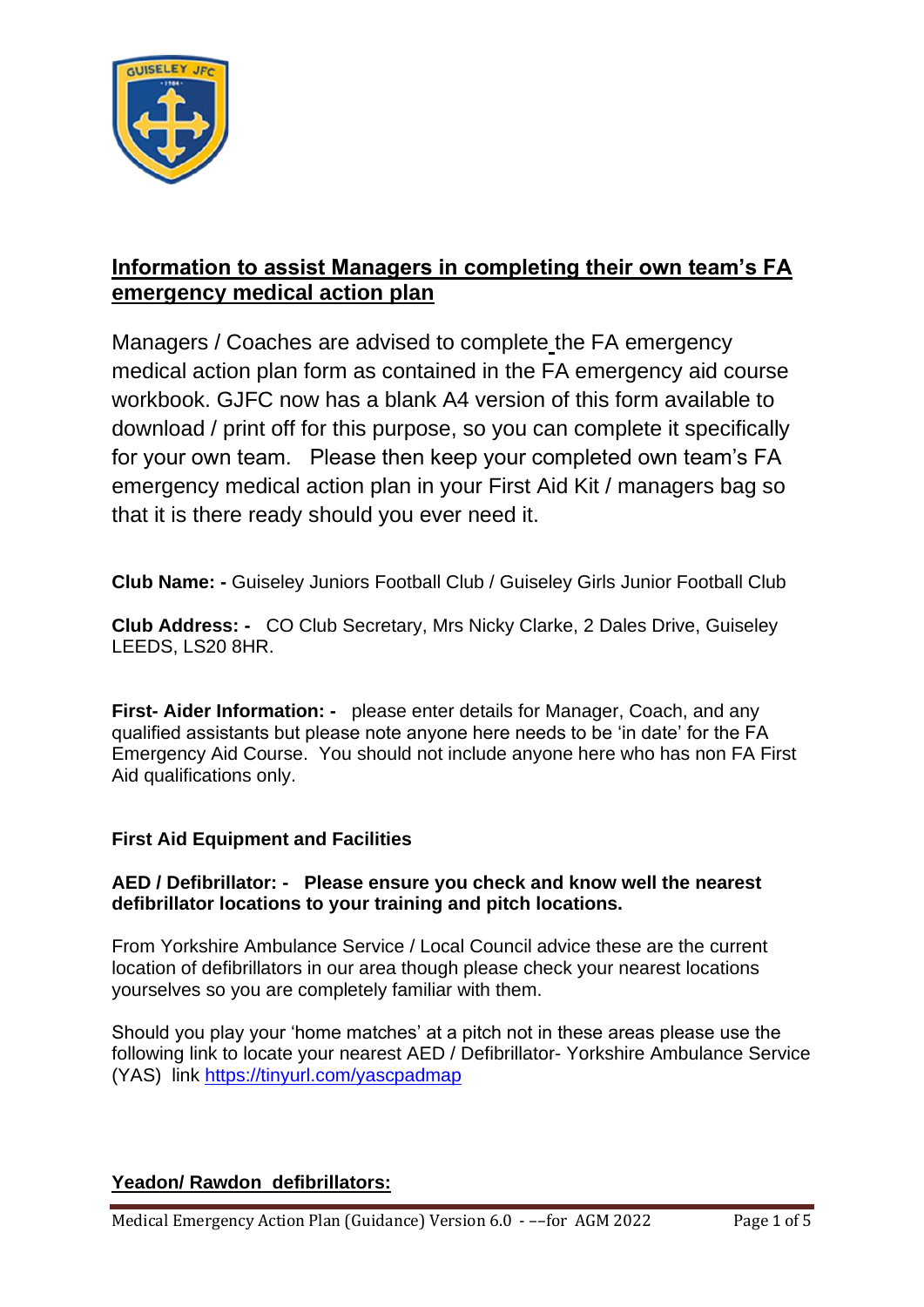## Information to assist Managers in completing their own team's FA emergency medical action plan

Managers / Coaches are advised to complete the FA emergency medical action plan form as contained in the FA emergency aid course workbook. GJFC now has a blank A4 version of this form available to download / print off for this purpose, so you can complete it specifically for your own team. Please then keep your completed own team's FA emergency medical action plan in your First Aid Kit / managers bag so that it is there ready should you ever need it.

**Club Name: -** Guiseley Juniors Football Club / Guiseley Girls Junior Football Club

**Club Address: -** CO Club Secretary, Mrs Nicky Clarke, 2 Dales Drive, Guiseley LEEDS, LS20 8HR.

**First- Aider Information: -** please enter details for Manager, Coach, and any qualified assistants but please note anyone here needs to be 'in date' for the FA Emergency Aid Course. You should not include anyone here who has non FA First Aid qualifications only.

**First Aid Equipment and Facilities**

**AED / Defibrillator: - Please ensure you check and know well the nearest defibrillator locations to your training and pitch locations.**

From Yorkshire Ambulance Service / Local Council advice these are the current location of defibrillators in our area though please check your nearest locations yourselves so you are completely familiar with them.

Should you play your 'home matches' at a pitch not in these areas please use the following link to locate your nearest AED / Defibrillator- Yorkshire Ambulance Service (YAS) link https://tinyurl.com/yascpadmap

**Yeadon/ Rawdon defibrillators:**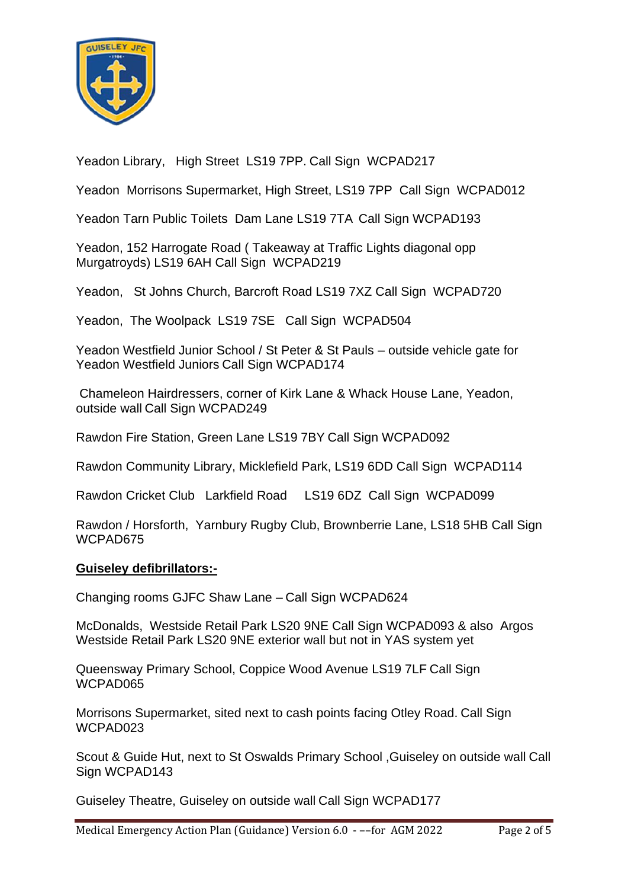Yeadon Library, High Street LS19 7PP. Call Sign WCPAD217

Yeadon Morrisons Supermarket, High Street, LS19 7PP Call Sign WCPAD012

Yeadon Tarn Public Toilets Dam Lane LS19 7TA Call Sign WCPAD193

Yeadon, 152 Harrogate Road ( Takeaway at Traffic Lights diagonal opp Murgatroyds) LS19 6AH Call Sign WCPAD219

Yeadon, St Johns Church, Barcroft Road LS19 7XZ Call Sign WCPAD720

Yeadon, The Woolpack LS19 7SE Call Sign WCPAD504

Yeadon Westfield Junior School / St Peter & St Pauls – outside vehicle gate for Yeadon Westfield Juniors Call Sign WCPAD174

Chameleon Hairdressers, corner of Kirk Lane & Whack House Lane, Yeadon, outside wall Call Sign WCPAD249

Rawdon Fire Station, Green Lane LS19 7BY Call Sign WCPAD092

Rawdon Community Library, Micklefield Park, LS19 6DD Call Sign WCPAD114

Rawdon Cricket Club Larkfield Road LS19 6DZ Call Sign WCPAD099

Rawdon / Horsforth, Yarnbury Rugby Club, Brownberrie Lane, LS18 5HB Call Sign WCPAD675

**Guiseley defibrillators:-**

Changing rooms GJFC Shaw Lane – Call Sign WCPAD624

McDonalds, Westside Retail Park LS20 9NE Call Sign WCPAD093 & also Argos Westside Retail Park LS20 9NE exterior wall but not in YAS system yet

Queensway Primary School, Coppice Wood Avenue LS19 7LF Call Sign WCPAD065

Morrisons Supermarket, sited next to cash points facing Otley Road. Call Sign WCPAD023

Scout & Guide Hut, next to St Oswalds Primary School ,Guiseley on outside wall Call Sign WCPAD143

Guiseley Theatre, Guiseley on outside wall Call Sign WCPAD177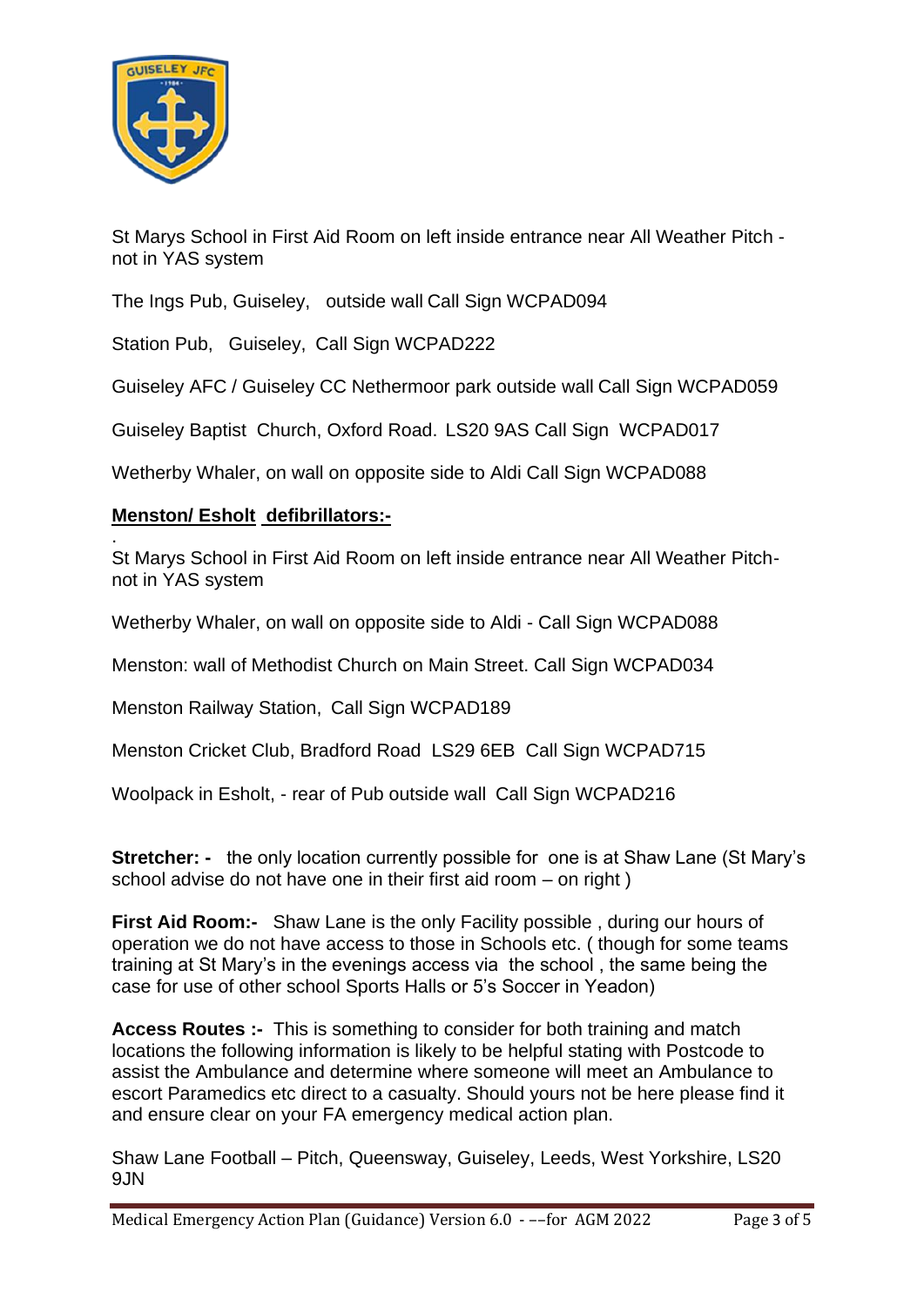St Marys School in First Aid Room on left inside entrance near All Weather Pitch - not in YAS system

The Ings Pub, Guiseley, outside wall Call Sign WCPAD094

Station Pub, Guiseley, Call Sign WCPAD222

Guiseley AFC / Guiseley CC Nethermoor park outside wall Call Sign WCPAD059

Guiseley Baptist Church, Oxford Road. LS20 9AS Call Sign WCPAD017

Wetherby Whaler, on wall on opposite side to Aldi Call Sign WCPAD088

**<u>Menston/ Esholt defibrillators:-</u>**

.
St Marys School in First Aid Room on left inside entrance near All Weather Pitch- not in YAS system

Wetherby Whaler, on wall on opposite side to Aldi - Call Sign WCPAD088

Menston: wall of Methodist Church on Main Street. Call Sign WCPAD034

Menston Railway Station, Call Sign WCPAD189

Menston Cricket Club, Bradford Road LS29 6EB Call Sign WCPAD715

Woolpack in Esholt, - rear of Pub outside wall Call Sign WCPAD216

**Stretcher: -** the only location currently possible for one is at Shaw Lane (St Mary's school advise do not have one in their first aid room – on right )

**First Aid Room:-** Shaw Lane is the only Facility possible , during our hours of operation we do not have access to those in Schools etc. ( though for some teams training at St Mary's in the evenings access via the school , the same being the case for use of other school Sports Halls or 5's Soccer in Yeadon)

**Access Routes :-** This is something to consider for both training and match locations the following information is likely to be helpful stating with Postcode to assist the Ambulance and determine where someone will meet an Ambulance to escort Paramedics etc direct to a casualty. Should yours not be here please find it and ensure clear on your FA emergency medical action plan.

Shaw Lane Football – Pitch, Queensway, Guiseley, Leeds, West Yorkshire, LS20 9JN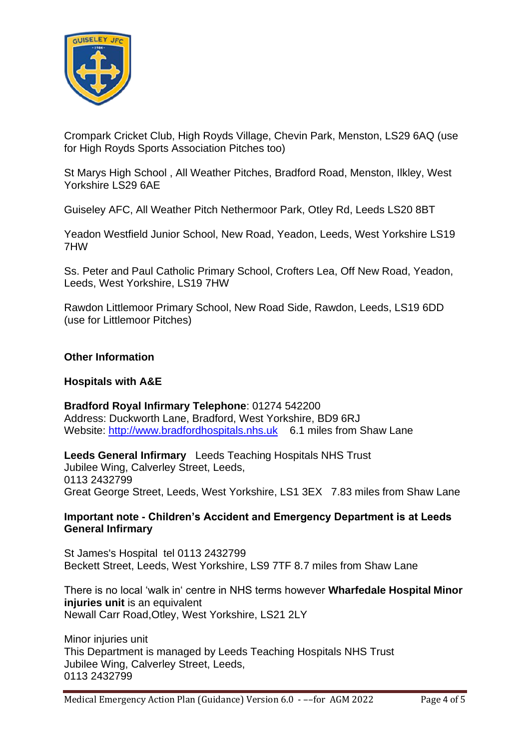Crompark Cricket Club, High Royds Village, Chevin Park, Menston, LS29 6AQ (use for High Royds Sports Association Pitches too)

St Marys High School , All Weather Pitches, Bradford Road, Menston, Ilkley, West Yorkshire LS29 6AE

Guiseley AFC, All Weather Pitch Nethermoor Park, Otley Rd, Leeds LS20 8BT

Yeadon Westfield Junior School, New Road, Yeadon, Leeds, West Yorkshire LS19 7HW

Ss. Peter and Paul Catholic Primary School, Crofters Lea, Off New Road, Yeadon, Leeds, West Yorkshire, LS19 7HW

Rawdon Littlemoor Primary School, New Road Side, Rawdon, Leeds, LS19 6DD (use for Littlemoor Pitches)

**Other Information**

**Hospitals with A&E**

**Bradford Royal Infirmary Telephone**: 01274 542200
Address: Duckworth Lane, Bradford, West Yorkshire, BD9 6RJ
Website: http://www.bradfordhospitals.nhs.uk 6.1 miles from Shaw Lane

**Leeds General Infirmary** Leeds Teaching Hospitals NHS Trust
Jubilee Wing, Calverley Street, Leeds,
0113 2432799
Great George Street, Leeds, West Yorkshire, LS1 3EX 7.83 miles from Shaw Lane

**Important note - Children's Accident and Emergency Department is at Leeds General Infirmary**

St James's Hospital tel 0113 2432799
Beckett Street, Leeds, West Yorkshire, LS9 7TF 8.7 miles from Shaw Lane

There is no local 'walk in' centre in NHS terms however **Wharfedale Hospital Minor injuries unit** is an equivalent
Newall Carr Road,Otley, West Yorkshire, LS21 2LY

Minor injuries unit
This Department is managed by Leeds Teaching Hospitals NHS Trust
Jubilee Wing, Calverley Street, Leeds,
0113 2432799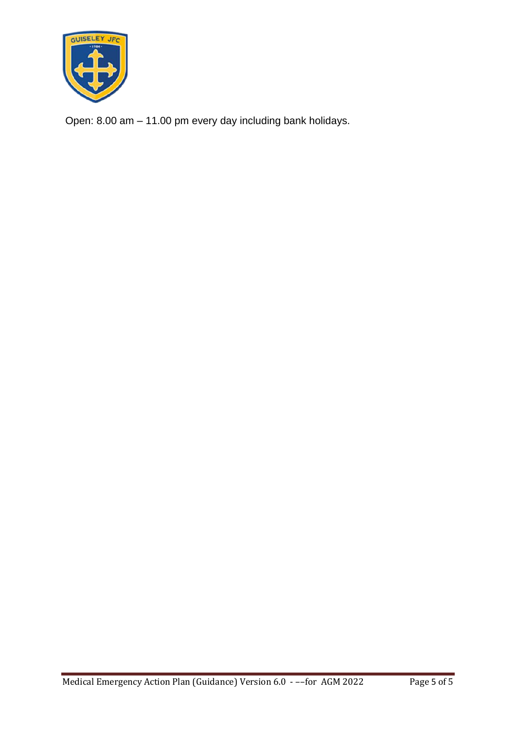Open: 8.00 am – 11.00 pm every day including bank holidays.